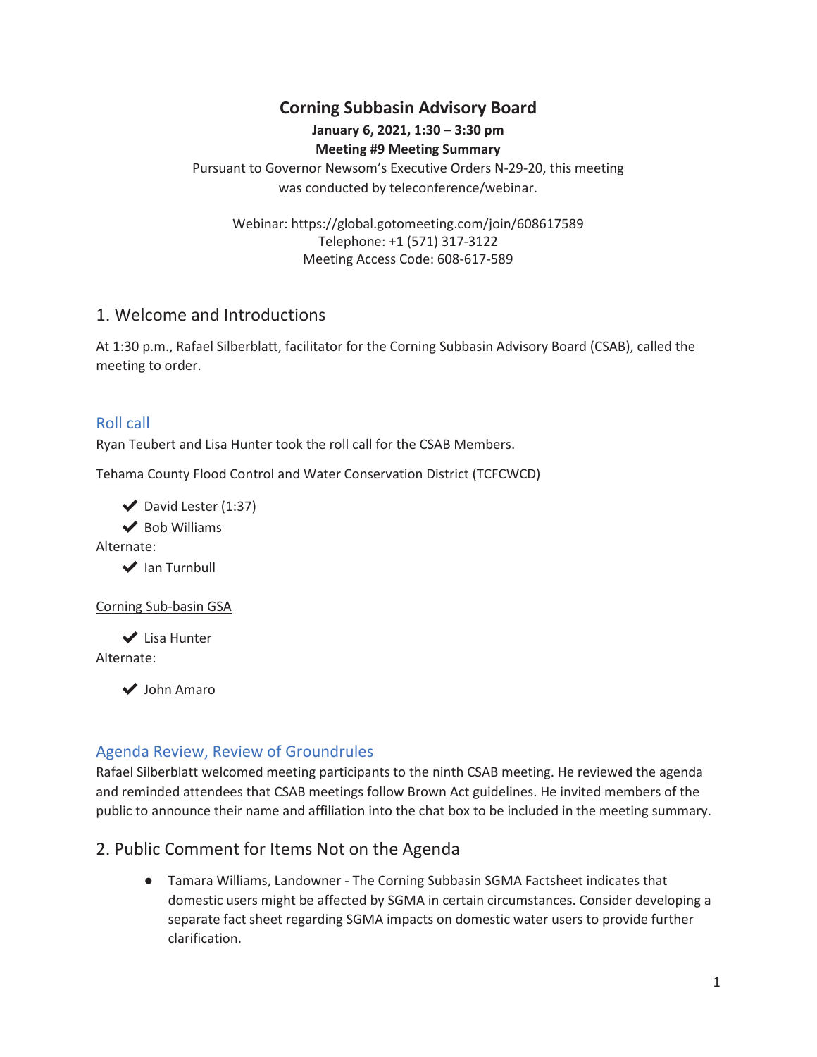# Corning Subbasin Advisory Board

**January 6, 2021, 1:30 – 3:30 pm**

**Meeting #9 Meeting Summary**

Pursuant to Governor Newsom's Executive Orders N-29-20, this meeting was conducted by teleconference/webinar.

Webinar: https://global.gotomeeting.com/join/608617589
Telephone: +1 (571) 317-3122
Meeting Access Code: 608-617-589

## 1. Welcome and Introductions

At 1:30 p.m., Rafael Silberblatt, facilitator for the Corning Subbasin Advisory Board (CSAB), called the meeting to order.

### Roll call

Ryan Teubert and Lisa Hunter took the roll call for the CSAB Members.

Tehama County Flood Control and Water Conservation District (TCFCWCD)

- ✔ David Lester (1:37)
- ✔ Bob Williams

Alternate:

- ✔ Ian Turnbull

Corning Sub-basin GSA

- ✔ Lisa Hunter

Alternate:

- ✔ John Amaro

### Agenda Review, Review of Groundrules

Rafael Silberblatt welcomed meeting participants to the ninth CSAB meeting. He reviewed the agenda and reminded attendees that CSAB meetings follow Brown Act guidelines. He invited members of the public to announce their name and affiliation into the chat box to be included in the meeting summary.

## 2. Public Comment for Items Not on the Agenda

- Tamara Williams, Landowner - The Corning Subbasin SGMA Factsheet indicates that domestic users might be affected by SGMA in certain circumstances. Consider developing a separate fact sheet regarding SGMA impacts on domestic water users to provide further clarification.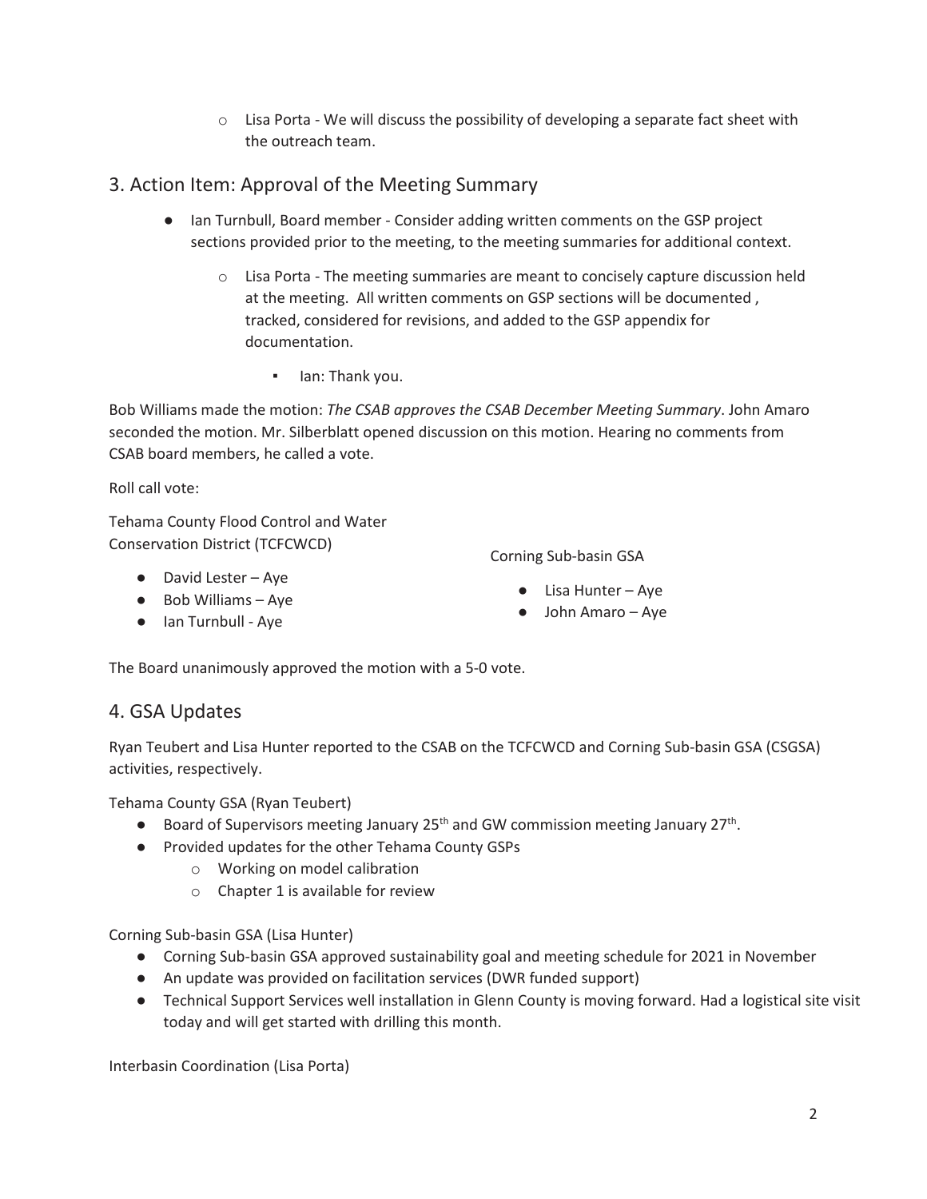- Lisa Porta - We will discuss the possibility of developing a separate fact sheet with the outreach team.

## 3. Action Item: Approval of the Meeting Summary

- Ian Turnbull, Board member - Consider adding written comments on the GSP project sections provided prior to the meeting, to the meeting summaries for additional context.
  - Lisa Porta - The meeting summaries are meant to concisely capture discussion held at the meeting. All written comments on GSP sections will be documented , tracked, considered for revisions, and added to the GSP appendix for documentation.
    - Ian: Thank you.

Bob Williams made the motion: *The CSAB approves the CSAB December Meeting Summary*. John Amaro seconded the motion. Mr. Silberblatt opened discussion on this motion. Hearing no comments from CSAB board members, he called a vote.

Roll call vote:

Tehama County Flood Control and Water Conservation District (TCFCWCD)

- David Lester – Aye
- Bob Williams – Aye
- Ian Turnbull - Aye

Corning Sub-basin GSA

- Lisa Hunter – Aye
- John Amaro – Aye

The Board unanimously approved the motion with a 5-0 vote.

## 4. GSA Updates

Ryan Teubert and Lisa Hunter reported to the CSAB on the TCFCWCD and Corning Sub-basin GSA (CSGSA) activities, respectively.

Tehama County GSA (Ryan Teubert)

- Board of Supervisors meeting January 25th and GW commission meeting January 27th.
- Provided updates for the other Tehama County GSPs
  - Working on model calibration
  - Chapter 1 is available for review

Corning Sub-basin GSA (Lisa Hunter)

- Corning Sub-basin GSA approved sustainability goal and meeting schedule for 2021 in November
- An update was provided on facilitation services (DWR funded support)
- Technical Support Services well installation in Glenn County is moving forward. Had a logistical site visit today and will get started with drilling this month.

Interbasin Coordination (Lisa Porta)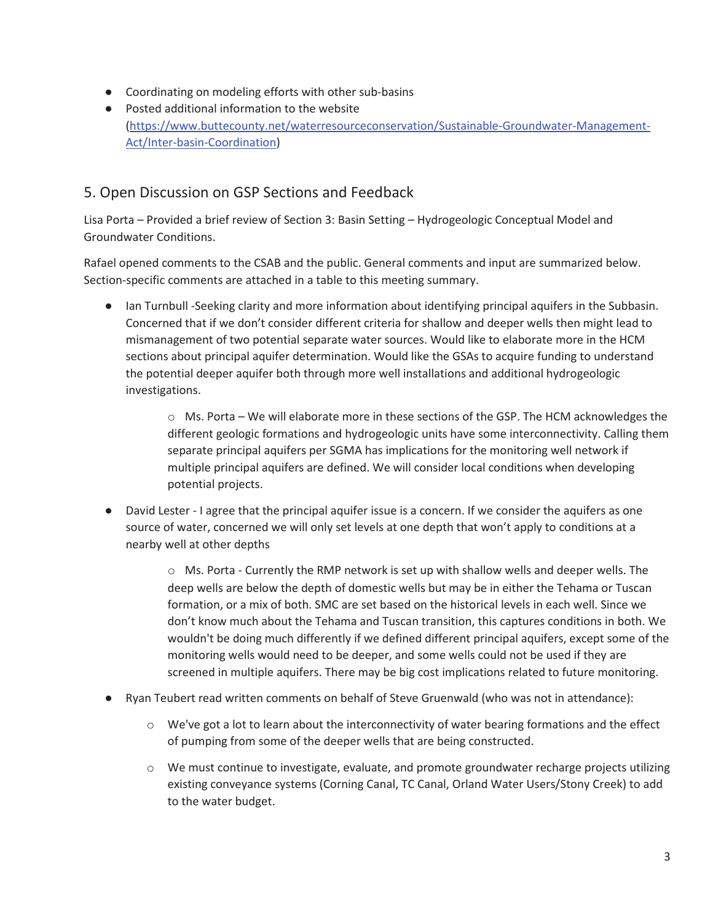- Coordinating on modeling efforts with other sub-basins
- Posted additional information to the website ([https://www.buttecounty.net/waterresourceconservation/Sustainable-Groundwater-Management-Act/Inter-basin-Coordination](https://www.buttecounty.net/waterresourceconservation/Sustainable-Groundwater-Management-Act/Inter-basin-Coordination))

## 5. Open Discussion on GSP Sections and Feedback

Lisa Porta – Provided a brief review of Section 3: Basin Setting – Hydrogeologic Conceptual Model and Groundwater Conditions.

Rafael opened comments to the CSAB and the public. General comments and input are summarized below. Section-specific comments are attached in a table to this meeting summary.

- Ian Turnbull -Seeking clarity and more information about identifying principal aquifers in the Subbasin. Concerned that if we don't consider different criteria for shallow and deeper wells then might lead to mismanagement of two potential separate water sources. Would like to elaborate more in the HCM sections about principal aquifer determination. Would like the GSAs to acquire funding to understand the potential deeper aquifer both through more well installations and additional hydrogeologic investigations.
  - Ms. Porta – We will elaborate more in these sections of the GSP. The HCM acknowledges the different geologic formations and hydrogeologic units have some interconnectivity. Calling them separate principal aquifers per SGMA has implications for the monitoring well network if multiple principal aquifers are defined. We will consider local conditions when developing potential projects.
- David Lester - I agree that the principal aquifer issue is a concern. If we consider the aquifers as one source of water, concerned we will only set levels at one depth that won't apply to conditions at a nearby well at other depths
  - Ms. Porta - Currently the RMP network is set up with shallow wells and deeper wells. The deep wells are below the depth of domestic wells but may be in either the Tehama or Tuscan formation, or a mix of both. SMC are set based on the historical levels in each well. Since we don't know much about the Tehama and Tuscan transition, this captures conditions in both. We wouldn't be doing much differently if we defined different principal aquifers, except some of the monitoring wells would need to be deeper, and some wells could not be used if they are screened in multiple aquifers. There may be big cost implications related to future monitoring.
- Ryan Teubert read written comments on behalf of Steve Gruenwald (who was not in attendance):
  - We've got a lot to learn about the interconnectivity of water bearing formations and the effect of pumping from some of the deeper wells that are being constructed.
  - We must continue to investigate, evaluate, and promote groundwater recharge projects utilizing existing conveyance systems (Corning Canal, TC Canal, Orland Water Users/Stony Creek) to add to the water budget.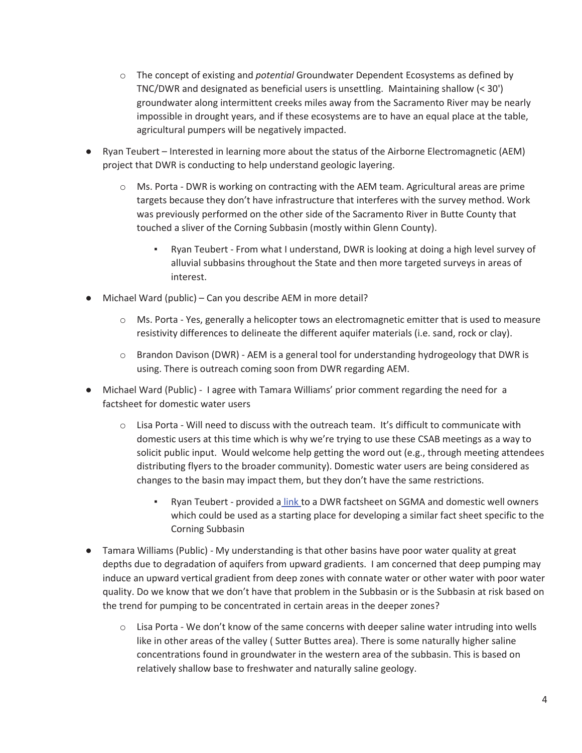- The concept of existing and *potential* Groundwater Dependent Ecosystems as defined by TNC/DWR and designated as beneficial users is unsettling. Maintaining shallow (< 30') groundwater along intermittent creeks miles away from the Sacramento River may be nearly impossible in drought years, and if these ecosystems are to have an equal place at the table, agricultural pumpers will be negatively impacted.

- Ryan Teubert – Interested in learning more about the status of the Airborne Electromagnetic (AEM) project that DWR is conducting to help understand geologic layering.
  - Ms. Porta - DWR is working on contracting with the AEM team. Agricultural areas are prime targets because they don't have infrastructure that interferes with the survey method. Work was previously performed on the other side of the Sacramento River in Butte County that touched a sliver of the Corning Subbasin (mostly within Glenn County).
    - Ryan Teubert - From what I understand, DWR is looking at doing a high level survey of alluvial subbasins throughout the State and then more targeted surveys in areas of interest.
- Michael Ward (public) – Can you describe AEM in more detail?
  - Ms. Porta - Yes, generally a helicopter tows an electromagnetic emitter that is used to measure resistivity differences to delineate the different aquifer materials (i.e. sand, rock or clay).
  - Brandon Davison (DWR) - AEM is a general tool for understanding hydrogeology that DWR is using. There is outreach coming soon from DWR regarding AEM.
- Michael Ward (Public) - I agree with Tamara Williams' prior comment regarding the need for a factsheet for domestic water users
  - Lisa Porta - Will need to discuss with the outreach team. It's difficult to communicate with domestic users at this time which is why we're trying to use these CSAB meetings as a way to solicit public input. Would welcome help getting the word out (e.g., through meeting attendees distributing flyers to the broader community). Domestic water users are being considered as changes to the basin may impact them, but they don't have the same restrictions.
    - Ryan Teubert - provided a link to a DWR factsheet on SGMA and domestic well owners which could be used as a starting place for developing a similar fact sheet specific to the Corning Subbasin
- Tamara Williams (Public) - My understanding is that other basins have poor water quality at great depths due to degradation of aquifers from upward gradients. I am concerned that deep pumping may induce an upward vertical gradient from deep zones with connate water or other water with poor water quality. Do we know that we don't have that problem in the Subbasin or is the Subbasin at risk based on the trend for pumping to be concentrated in certain areas in the deeper zones?
  - Lisa Porta - We don't know of the same concerns with deeper saline water intruding into wells like in other areas of the valley ( Sutter Buttes area). There is some naturally higher saline concentrations found in groundwater in the western area of the subbasin. This is based on relatively shallow base to freshwater and naturally saline geology.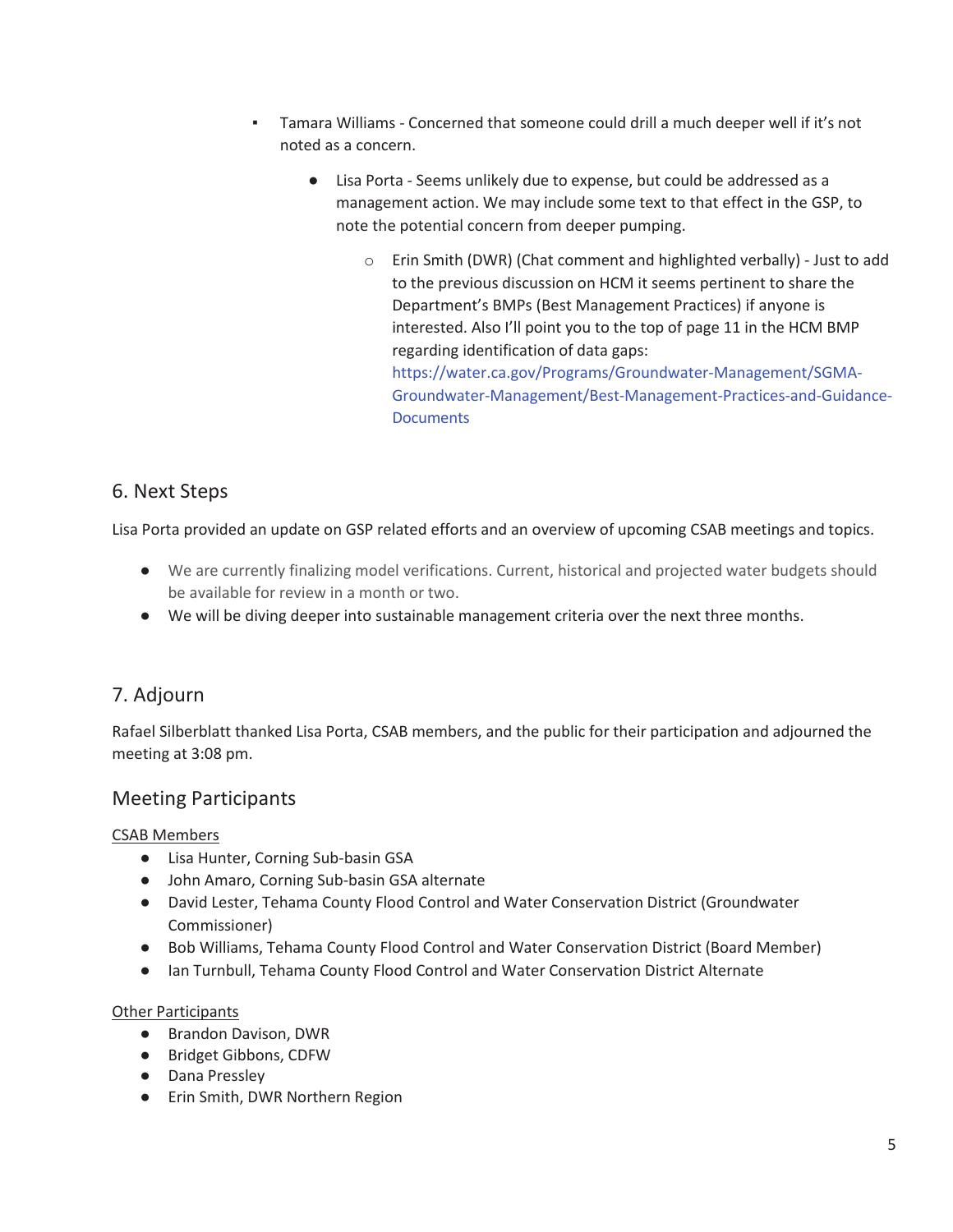- Tamara Williams - Concerned that someone could drill a much deeper well if it's not noted as a concern.
  - Lisa Porta - Seems unlikely due to expense, but could be addressed as a management action. We may include some text to that effect in the GSP, to note the potential concern from deeper pumping.
    - Erin Smith (DWR) (Chat comment and highlighted verbally) - Just to add to the previous discussion on HCM it seems pertinent to share the Department's BMPs (Best Management Practices) if anyone is interested. Also I'll point you to the top of page 11 in the HCM BMP regarding identification of data gaps: https://water.ca.gov/Programs/Groundwater-Management/SGMA-Groundwater-Management/Best-Management-Practices-and-Guidance-Documents

## 6. Next Steps

Lisa Porta provided an update on GSP related efforts and an overview of upcoming CSAB meetings and topics.

- We are currently finalizing model verifications. Current, historical and projected water budgets should be available for review in a month or two.
- We will be diving deeper into sustainable management criteria over the next three months.

## 7. Adjourn

Rafael Silberblatt thanked Lisa Porta, CSAB members, and the public for their participation and adjourned the meeting at 3:08 pm.

## Meeting Participants

CSAB Members

- Lisa Hunter, Corning Sub-basin GSA
- John Amaro, Corning Sub-basin GSA alternate
- David Lester, Tehama County Flood Control and Water Conservation District (Groundwater Commissioner)
- Bob Williams, Tehama County Flood Control and Water Conservation District (Board Member)
- Ian Turnbull, Tehama County Flood Control and Water Conservation District Alternate

Other Participants

- Brandon Davison, DWR
- Bridget Gibbons, CDFW
- Dana Pressley
- Erin Smith, DWR Northern Region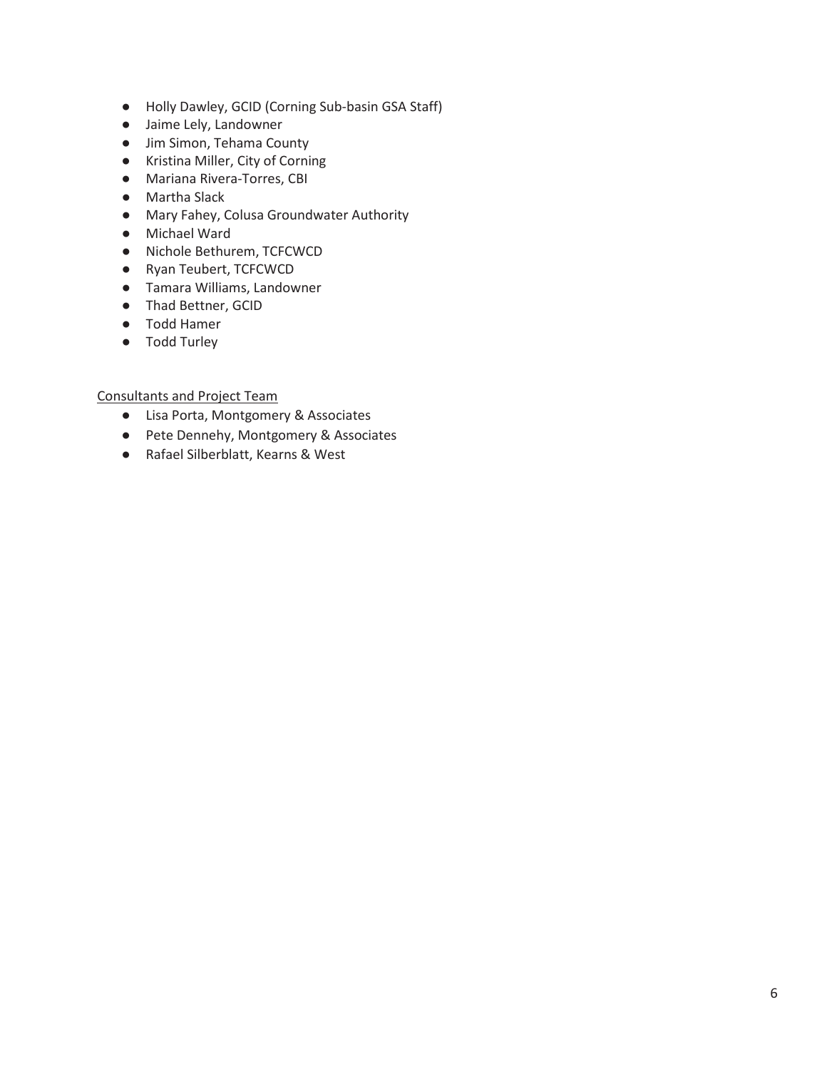- Holly Dawley, GCID (Corning Sub-basin GSA Staff)
- Jaime Lely, Landowner
- Jim Simon, Tehama County
- Kristina Miller, City of Corning
- Mariana Rivera-Torres, CBI
- Martha Slack
- Mary Fahey, Colusa Groundwater Authority
- Michael Ward
- Nichole Bethurem, TCFCWCD
- Ryan Teubert, TCFCWCD
- Tamara Williams, Landowner
- Thad Bettner, GCID
- Todd Hamer
- Todd Turley

<u>Consultants and Project Team</u>

- Lisa Porta, Montgomery & Associates
- Pete Dennehy, Montgomery & Associates
- Rafael Silberblatt, Kearns & West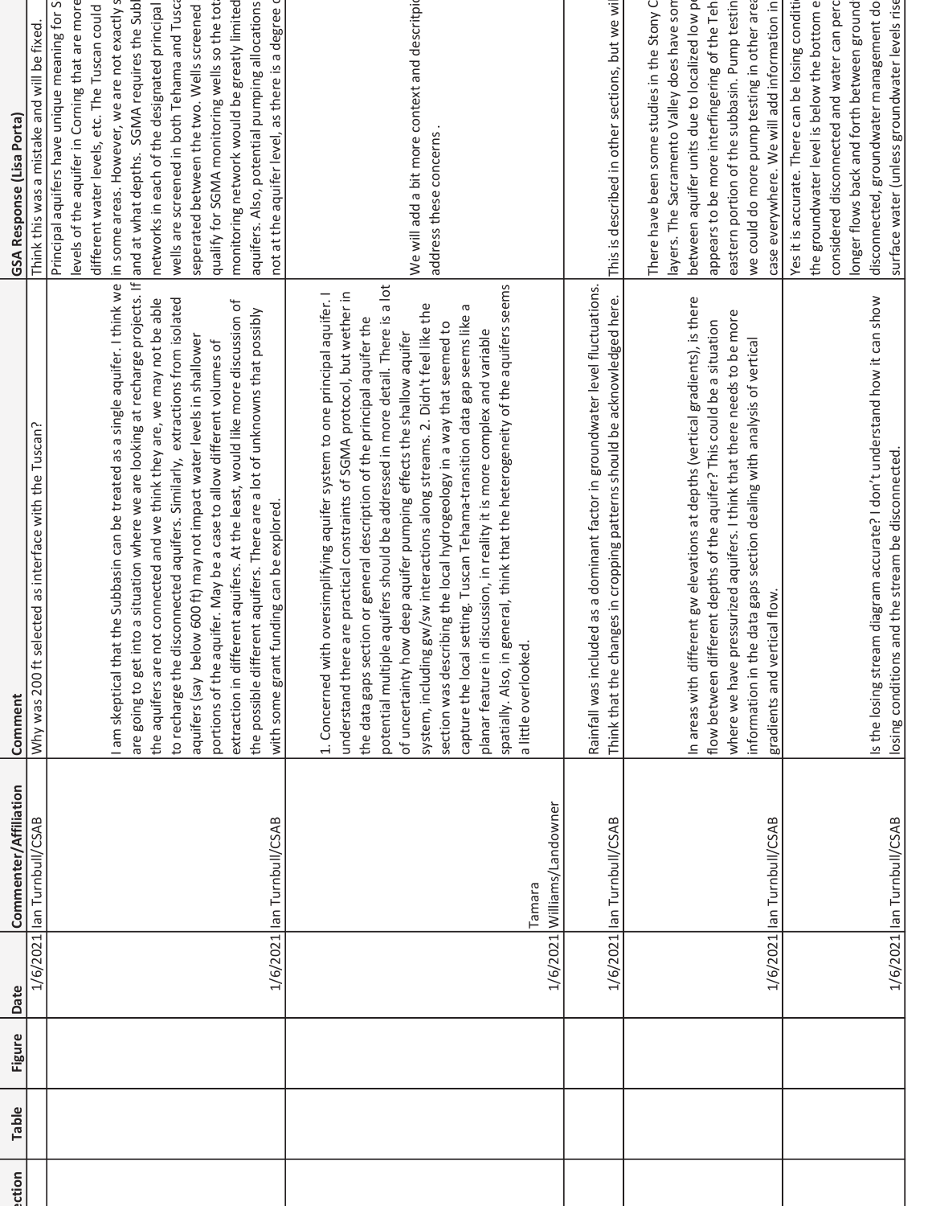| Section | Table | Figure | Date | Commenter/Affiliation | Comment | GSA Response (Lisa Porta) |
|---|---|---|---|---|---|---|
| | | | 1/6/2021 | Ian Turnbull/CSAB | Why was 200 ft selected as interface with the Tuscan? | Think this was a mistake and will be fixed. |
| | | | 1/6/2021 | Ian Turnbull/CSAB | I am skeptical that the Subbasin can be treated as a single aquifer. I think we are going to get into a situation where we are looking at recharge projects. If the aquifers are not connected and we think they are, we may not be able to recharge the disconnected aquifers. Similarly, extractions from isolated aquifers (say below 600 ft) may not impact water levels in shallower portions of the aquifer. May be a case to allow different volumes of extraction in different aquifers. At the least, would like more discussion of the possible different aquifers. There are a lot of unknowns that possibly with some grant funding can be explored. | Principal aquifers have unique meaning for S levels of the aquifer in Corning that are more different water levels, etc. The Tuscan could in some areas. However, we are not exactly s and at what depths. SGMA requires the Subl networks in each of the designated principal wells are screened in both Tehama and Tusca seperated between the two. Wells screened qualify for SGMA monitoring wells so the tot monitoring network would be greatly limited aquifers. Also, potential pumping allocations not at the aquifer level, as there is a degree c |
| | | | 1/6/2021 | Tamara Williams/Landowner | 1. Concerned with oversimplifying aquifer system to one principal aquifer. I understand there are practical constraints of SGMA protocol, but wether in the data gaps section or general description of the principal aquifer the potential multiple aquifers should be addressed in more detail. There is a lot of uncertainty how deep aquifer pumping effects the shallow aquifer system, including gw/sw interactions along streams. 2. Didn't feel like the section was describing the local hydrogeology in a way that seemed to capture the local setting. Tuscan Tehama-transition data gap seems like a planar feature in discussion, in reality it is more complex and variable spatially. Also, in general, think that the heterogeneity of the aquifers seems a little overlooked. | We will add a bit more context and descriptio address these concerns . |
| | | | 1/6/2021 | Ian Turnbull/CSAB | Rainfall was included as a dominant factor in groundwater level fluctuations. Think that the changes in cropping patterns should be acknowledged here. | This is described in other sections, but we wi |
| | | | 1/6/2021 | Ian Turnbull/CSAB | In areas with different gw elevations at depths (vertical gradients), is there flow between different depths of the aquifer? This could be a situation where we have pressurized aquifers. I think that there needs to be more information in the data gaps section dealing with analysis of vertical gradients and vertical flow. | There have been some studies in the Stony C layers. The Sacramento Valley does have som between aquifer units due to localized low pe appears to be more interfingering of the Teh eastern portion of the subbasin. Pump testin we could do more pump testing in other area case everywhere. We will add information in |
| | | | 1/6/2021 | Ian Turnbull/CSAB | Is the losing stream diagram accurate? I don't understand how it can show losing conditions and the stream be disconnected. | Yes it is accurate. There can be losing conditi the groundwater level is below the bottom e considered disconnected and water can perc longer flows back and forth between ground disconnected, groundwater management do surface water (unless groundwater levels rise |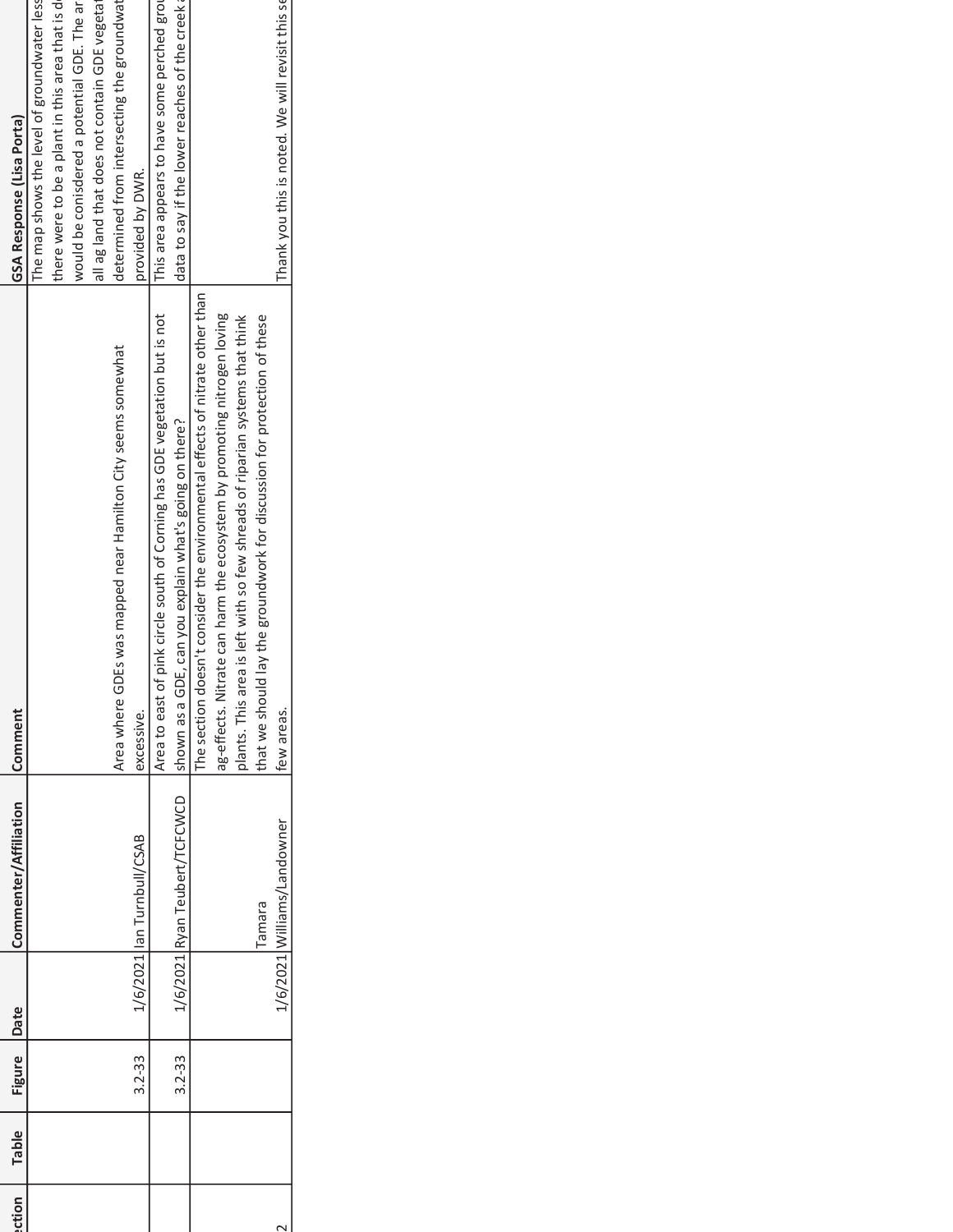| Section | Table | Figure | Date | Commenter/Affiliation | Comment | GSA Response (Lisa Porta) |
|---|---|---|---|---|---|---|
| | | 3.2-33 | 1/6/2021 | Ian Turnbull/CSAB | Area where GDEs was mapped near Hamilton City seems somewhat excessive. | The map shows the level of groundwater less there were to be a plant in this area that is d would be conisdered a potential GDE. The ar all ag land that does not contain GDE vegetat determined from intersecting the groundwat provided by DWR. |
| | | 3.2-33 | 1/6/2021 | Ryan Teubert/TCFCWCD | Area to east of pink circle south of Corning has GDE vegetation but is not shown as a GDE, can you explain what's going on there? | This area appears to have some perched grou data to say if the lower reaches of the creek a |
| 2 | | | 1/6/2021 | Tamara Williams/Landowner | The section doesn't consider the environmental effects of nitrate other than ag-effects. Nitrate can harm the ecosystem by promoting nitrogen loving plants. This area is left with so few shreads of riparian systems that think that we should lay the groundwork for discussion for protection of these few areas. | Thank you this is noted. We will revisit this se |